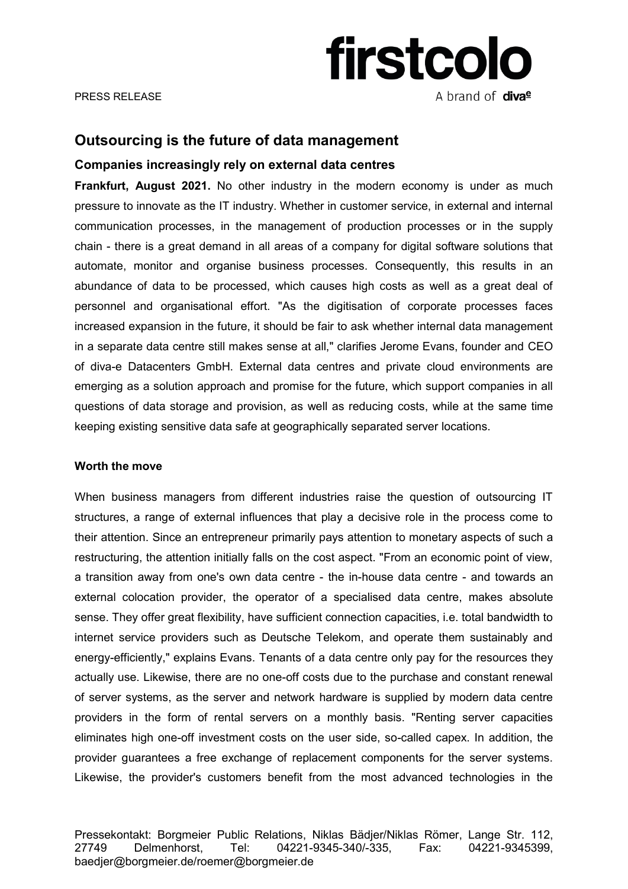PRESS RELEASE

firstcolo

A brand of diva-e

# Outsourcing is the future of data management

## Companies increasingly rely on external data centres

**Frankfurt, August 2021.** No other industry in the modern economy is under as much pressure to innovate as the IT industry. Whether in customer service, in external and internal communication processes, in the management of production processes or in the supply chain - there is a great demand in all areas of a company for digital software solutions that automate, monitor and organise business processes. Consequently, this results in an abundance of data to be processed, which causes high costs as well as a great deal of personnel and organisational effort. "As the digitisation of corporate processes faces increased expansion in the future, it should be fair to ask whether internal data management in a separate data centre still makes sense at all," clarifies Jerome Evans, founder and CEO of diva-e Datacenters GmbH. External data centres and private cloud environments are emerging as a solution approach and promise for the future, which support companies in all questions of data storage and provision, as well as reducing costs, while at the same time keeping existing sensitive data safe at geographically separated server locations.

**Worth the move**

When business managers from different industries raise the question of outsourcing IT structures, a range of external influences that play a decisive role in the process come to their attention. Since an entrepreneur primarily pays attention to monetary aspects of such a restructuring, the attention initially falls on the cost aspect. "From an economic point of view, a transition away from one's own data centre - the in-house data centre - and towards an external colocation provider, the operator of a specialised data centre, makes absolute sense. They offer great flexibility, have sufficient connection capacities, i.e. total bandwidth to internet service providers such as Deutsche Telekom, and operate them sustainably and energy-efficiently," explains Evans. Tenants of a data centre only pay for the resources they actually use. Likewise, there are no one-off costs due to the purchase and constant renewal of server systems, as the server and network hardware is supplied by modern data centre providers in the form of rental servers on a monthly basis. "Renting server capacities eliminates high one-off investment costs on the user side, so-called capex. In addition, the provider guarantees a free exchange of replacement components for the server systems. Likewise, the provider's customers benefit from the most advanced technologies in the

Pressekontakt: Borgmeier Public Relations, Niklas Bädjer/Niklas Römer, Lange Str. 112, 27749 Delmenhorst, Tel: 04221-9345-340/-335, Fax: 04221-9345399, baedjer@borgmeier.de/roemer@borgmeier.de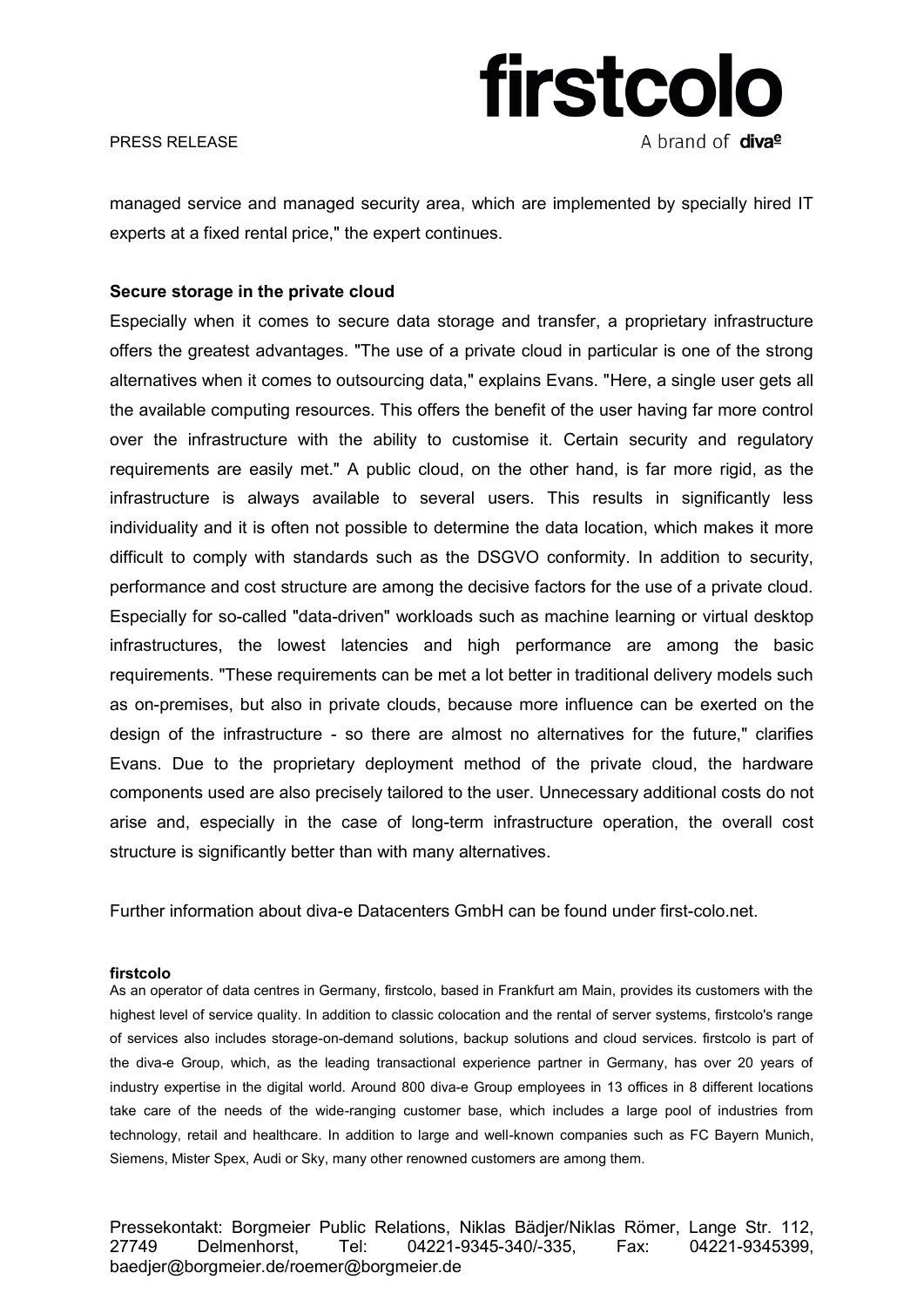managed service and managed security area, which are implemented by specially hired IT experts at a fixed rental price," the expert continues.

**Secure storage in the private cloud**

Especially when it comes to secure data storage and transfer, a proprietary infrastructure offers the greatest advantages. "The use of a private cloud in particular is one of the strong alternatives when it comes to outsourcing data," explains Evans. "Here, a single user gets all the available computing resources. This offers the benefit of the user having far more control over the infrastructure with the ability to customise it. Certain security and regulatory requirements are easily met." A public cloud, on the other hand, is far more rigid, as the infrastructure is always available to several users. This results in significantly less individuality and it is often not possible to determine the data location, which makes it more difficult to comply with standards such as the DSGVO conformity. In addition to security, performance and cost structure are among the decisive factors for the use of a private cloud. Especially for so-called "data-driven" workloads such as machine learning or virtual desktop infrastructures, the lowest latencies and high performance are among the basic requirements. "These requirements can be met a lot better in traditional delivery models such as on-premises, but also in private clouds, because more influence can be exerted on the design of the infrastructure - so there are almost no alternatives for the future," clarifies Evans. Due to the proprietary deployment method of the private cloud, the hardware components used are also precisely tailored to the user. Unnecessary additional costs do not arise and, especially in the case of long-term infrastructure operation, the overall cost structure is significantly better than with many alternatives.

Further information about diva-e Datacenters GmbH can be found under first-colo.net.

**firstcolo**

As an operator of data centres in Germany, firstcolo, based in Frankfurt am Main, provides its customers with the highest level of service quality. In addition to classic colocation and the rental of server systems, firstcolo's range of services also includes storage-on-demand solutions, backup solutions and cloud services. firstcolo is part of the diva-e Group, which, as the leading transactional experience partner in Germany, has over 20 years of industry expertise in the digital world. Around 800 diva-e Group employees in 13 offices in 8 different locations take care of the needs of the wide-ranging customer base, which includes a large pool of industries from technology, retail and healthcare. In addition to large and well-known companies such as FC Bayern Munich, Siemens, Mister Spex, Audi or Sky, many other renowned customers are among them.

Pressekontakt: Borgmeier Public Relations, Niklas Bädjer/Niklas Römer, Lange Str. 112, 27749 Delmenhorst, Tel: 04221-9345-340/-335, Fax: 04221-9345399, baedjer@borgmeier.de/roemer@borgmeier.de